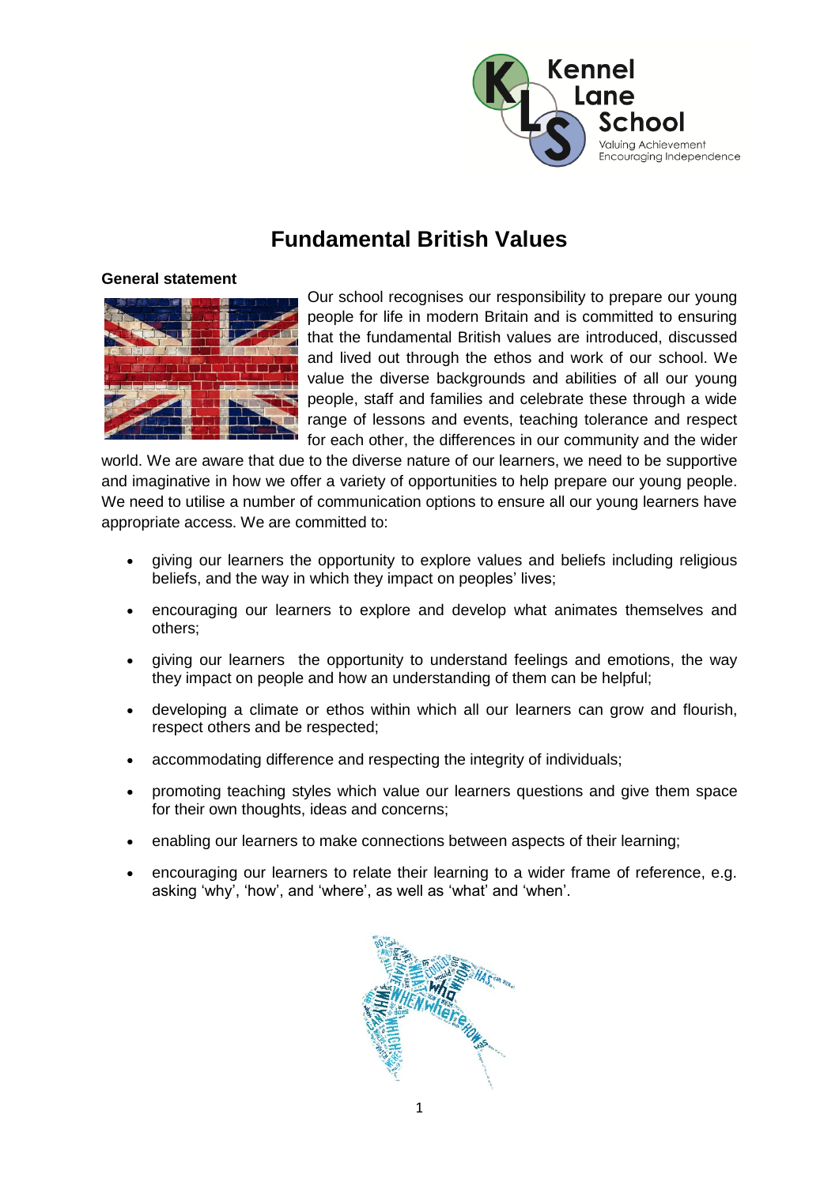# Fundamental British Values

**General statement**

Our school recognises our responsibility to prepare our young people for life in modern Britain and is committed to ensuring that the fundamental British values are introduced, discussed and lived out through the ethos and work of our school. We value the diverse backgrounds and abilities of all our young people, staff and families and celebrate these through a wide range of lessons and events, teaching tolerance and respect for each other, the differences in our community and the wider world. We are aware that due to the diverse nature of our learners, we need to be supportive and imaginative in how we offer a variety of opportunities to help prepare our young people. We need to utilise a number of communication options to ensure all our young learners have appropriate access. We are committed to:

- giving our learners the opportunity to explore values and beliefs including religious beliefs, and the way in which they impact on peoples' lives;
- encouraging our learners to explore and develop what animates themselves and others;
- giving our learners the opportunity to understand feelings and emotions, the way they impact on people and how an understanding of them can be helpful;
- developing a climate or ethos within which all our learners can grow and flourish, respect others and be respected;
- accommodating difference and respecting the integrity of individuals;
- promoting teaching styles which value our learners questions and give them space for their own thoughts, ideas and concerns;
- enabling our learners to make connections between aspects of their learning;
- encouraging our learners to relate their learning to a wider frame of reference, e.g. asking 'why', 'how', and 'where', as well as 'what' and 'when'.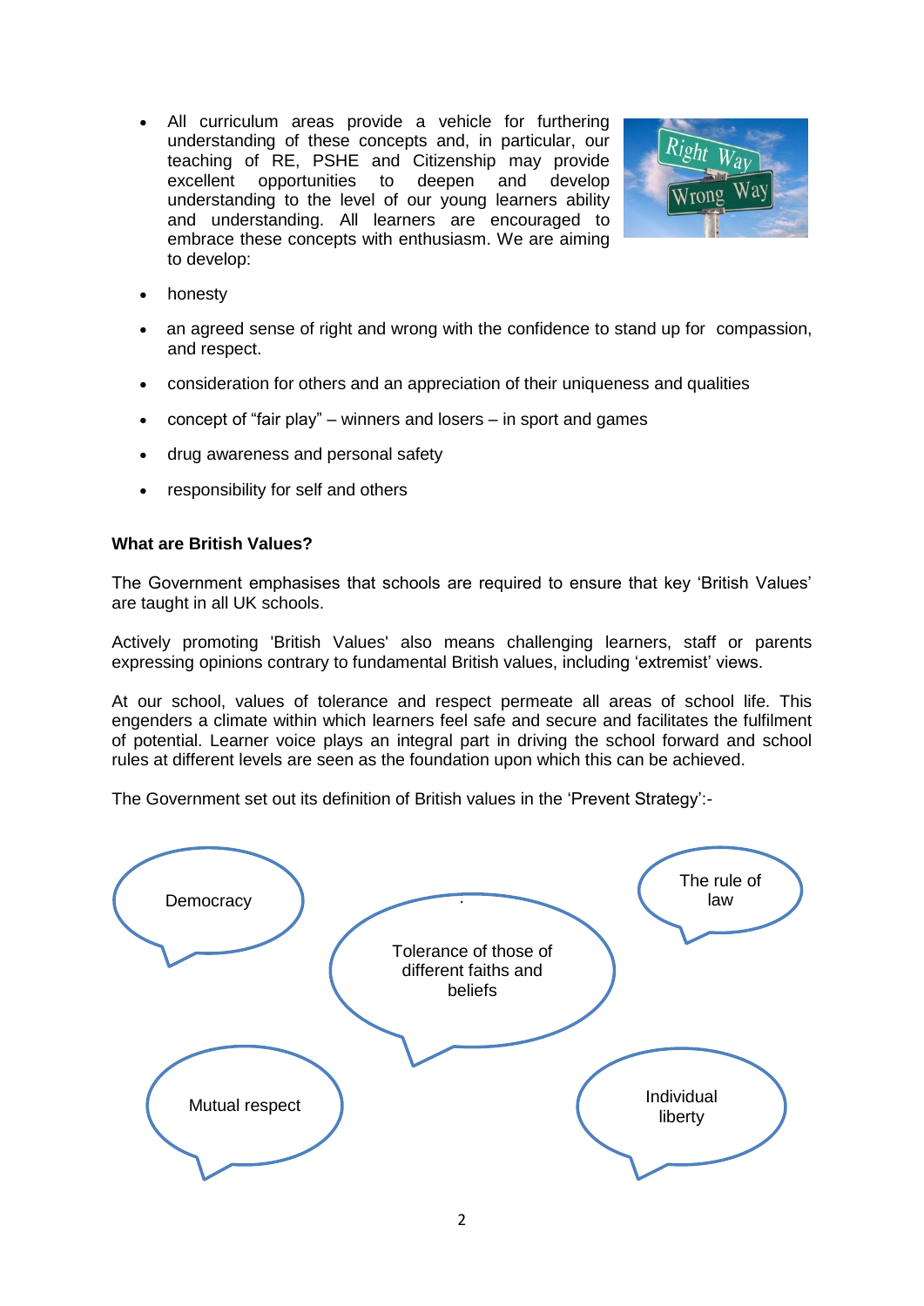- All curriculum areas provide a vehicle for furthering understanding of these concepts and, in particular, our teaching of RE, PSHE and Citizenship may provide excellent opportunities to deepen and develop understanding to the level of our young learners ability and understanding. All learners are encouraged to embrace these concepts with enthusiasm. We are aiming to develop:
- honesty
- an agreed sense of right and wrong with the confidence to stand up for compassion, and respect.
- consideration for others and an appreciation of their uniqueness and qualities
- concept of "fair play" – winners and losers – in sport and games
- drug awareness and personal safety
- responsibility for self and others

**What are British Values?**

The Government emphasises that schools are required to ensure that key 'British Values' are taught in all UK schools.

Actively promoting 'British Values' also means challenging learners, staff or parents expressing opinions contrary to fundamental British values, including 'extremist' views.

At our school, values of tolerance and respect permeate all areas of school life. This engenders a climate within which learners feel safe and secure and facilitates the fulfilment of potential. Learner voice plays an integral part in driving the school forward and school rules at different levels are seen as the foundation upon which this can be achieved.

The Government set out its definition of British values in the 'Prevent Strategy':-

- Democracy
- The rule of law
- Tolerance of those of different faiths and beliefs
- Mutual respect
- Individual liberty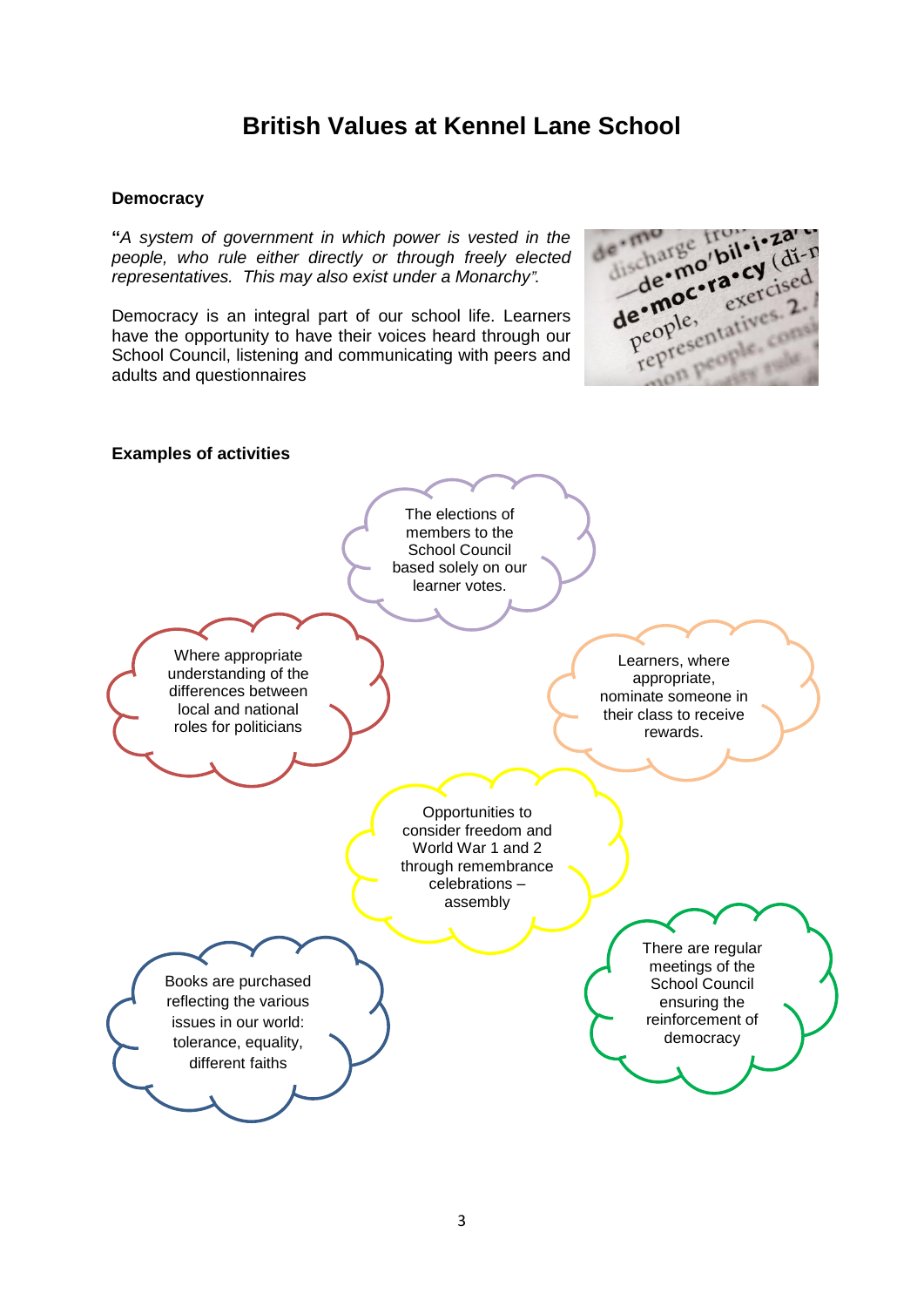# British Values at Kennel Lane School

**Democracy**

**"***A system of government in which power is vested in the people, who rule either directly or through freely elected representatives. This may also exist under a Monarchy".*

Democracy is an integral part of our school life. Learners have the opportunity to have their voices heard through our School Council, listening and communicating with peers and adults and questionnaires

**Examples of activities**

- The elections of members to the School Council based solely on our learner votes.
- Where appropriate understanding of the differences between local and national roles for politicians
- Learners, where appropriate, nominate someone in their class to receive rewards.
- Opportunities to consider freedom and World War 1 and 2 through remembrance celebrations – assembly
- Books are purchased reflecting the various issues in our world: tolerance, equality, different faiths
- There are regular meetings of the School Council ensuring the reinforcement of democracy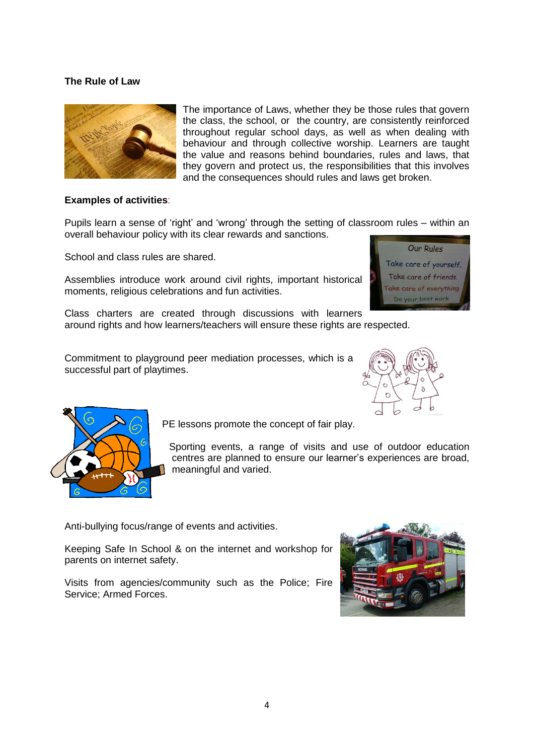**The Rule of Law**

The importance of Laws, whether they be those rules that govern the class, the school, or the country, are consistently reinforced throughout regular school days, as well as when dealing with behaviour and through collective worship. Learners are taught the value and reasons behind boundaries, rules and laws, that they govern and protect us, the responsibilities that this involves and the consequences should rules and laws get broken.

**Examples of activities**:

Pupils learn a sense of 'right' and 'wrong' through the setting of classroom rules – within an overall behaviour policy with its clear rewards and sanctions.

School and class rules are shared.

Assemblies introduce work around civil rights, important historical moments, religious celebrations and fun activities.

Class charters are created through discussions with learners around rights and how learners/teachers will ensure these rights are respected.

Commitment to playground peer mediation processes, which is a successful part of playtimes.

PE lessons promote the concept of fair play.

Sporting events, a range of visits and use of outdoor education centres are planned to ensure our learner's experiences are broad, meaningful and varied.

Anti-bullying focus/range of events and activities.

Keeping Safe In School & on the internet and workshop for parents on internet safety.

Visits from agencies/community such as the Police; Fire Service; Armed Forces.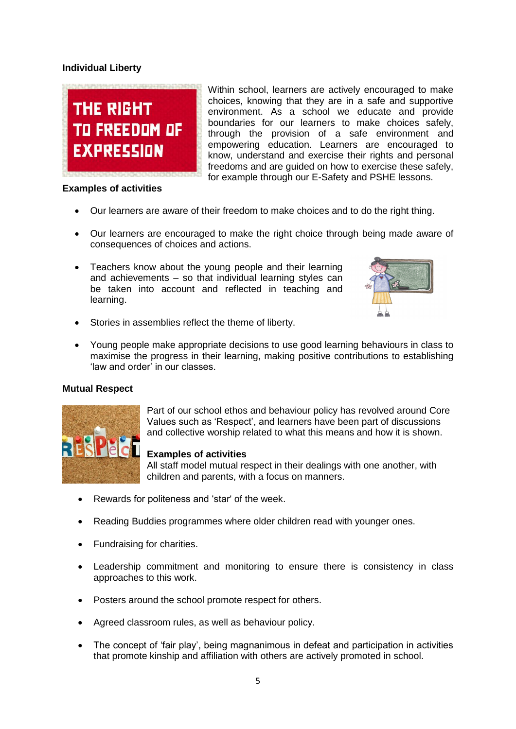**Individual Liberty**

Within school, learners are actively encouraged to make choices, knowing that they are in a safe and supportive environment. As a school we educate and provide boundaries for our learners to make choices safely, through the provision of a safe environment and empowering education. Learners are encouraged to know, understand and exercise their rights and personal freedoms and are guided on how to exercise these safely, for example through our E-Safety and PSHE lessons.

**Examples of activities**

- Our learners are aware of their freedom to make choices and to do the right thing.
- Our learners are encouraged to make the right choice through being made aware of consequences of choices and actions.
- Teachers know about the young people and their learning and achievements – so that individual learning styles can be taken into account and reflected in teaching and learning.
- Stories in assemblies reflect the theme of liberty.
- Young people make appropriate decisions to use good learning behaviours in class to maximise the progress in their learning, making positive contributions to establishing 'law and order' in our classes.

**Mutual Respect**

Part of our school ethos and behaviour policy has revolved around Core Values such as 'Respect', and learners have been part of discussions and collective worship related to what this means and how it is shown.

**Examples of activities**

All staff model mutual respect in their dealings with one another, with children and parents, with a focus on manners.

- Rewards for politeness and 'star' of the week.
- Reading Buddies programmes where older children read with younger ones.
- Fundraising for charities.
- Leadership commitment and monitoring to ensure there is consistency in class approaches to this work.
- Posters around the school promote respect for others.
- Agreed classroom rules, as well as behaviour policy.
- The concept of 'fair play', being magnanimous in defeat and participation in activities that promote kinship and affiliation with others are actively promoted in school.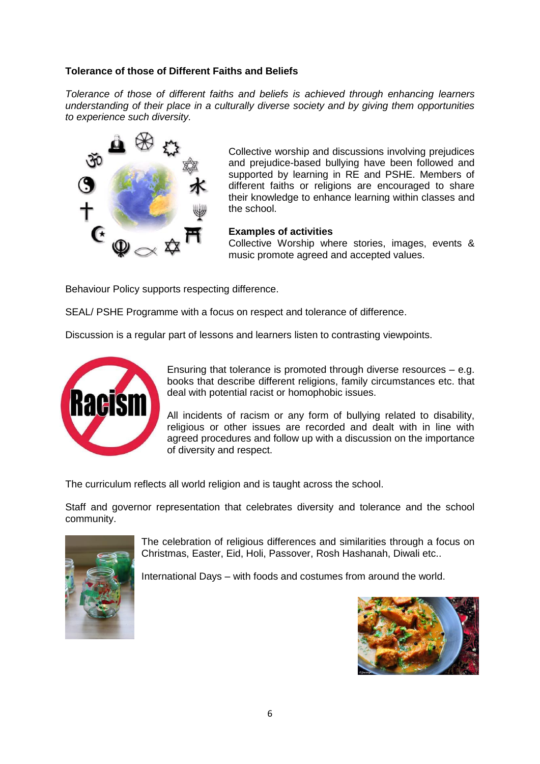**Tolerance of those of Different Faiths and Beliefs**

*Tolerance of those of different faiths and beliefs is achieved through enhancing learners understanding of their place in a culturally diverse society and by giving them opportunities to experience such diversity.*

Collective worship and discussions involving prejudices and prejudice-based bullying have been followed and supported by learning in RE and PSHE. Members of different faiths or religions are encouraged to share their knowledge to enhance learning within classes and the school.

**Examples of activities**

Collective Worship where stories, images, events & music promote agreed and accepted values.

Behaviour Policy supports respecting difference.

SEAL/ PSHE Programme with a focus on respect and tolerance of difference.

Discussion is a regular part of lessons and learners listen to contrasting viewpoints.

Ensuring that tolerance is promoted through diverse resources – e.g. books that describe different religions, family circumstances etc. that deal with potential racist or homophobic issues.

All incidents of racism or any form of bullying related to disability, religious or other issues are recorded and dealt with in line with agreed procedures and follow up with a discussion on the importance of diversity and respect.

The curriculum reflects all world religion and is taught across the school.

Staff and governor representation that celebrates diversity and tolerance and the school community.

The celebration of religious differences and similarities through a focus on Christmas, Easter, Eid, Holi, Passover, Rosh Hashanah, Diwali etc..

International Days – with foods and costumes from around the world.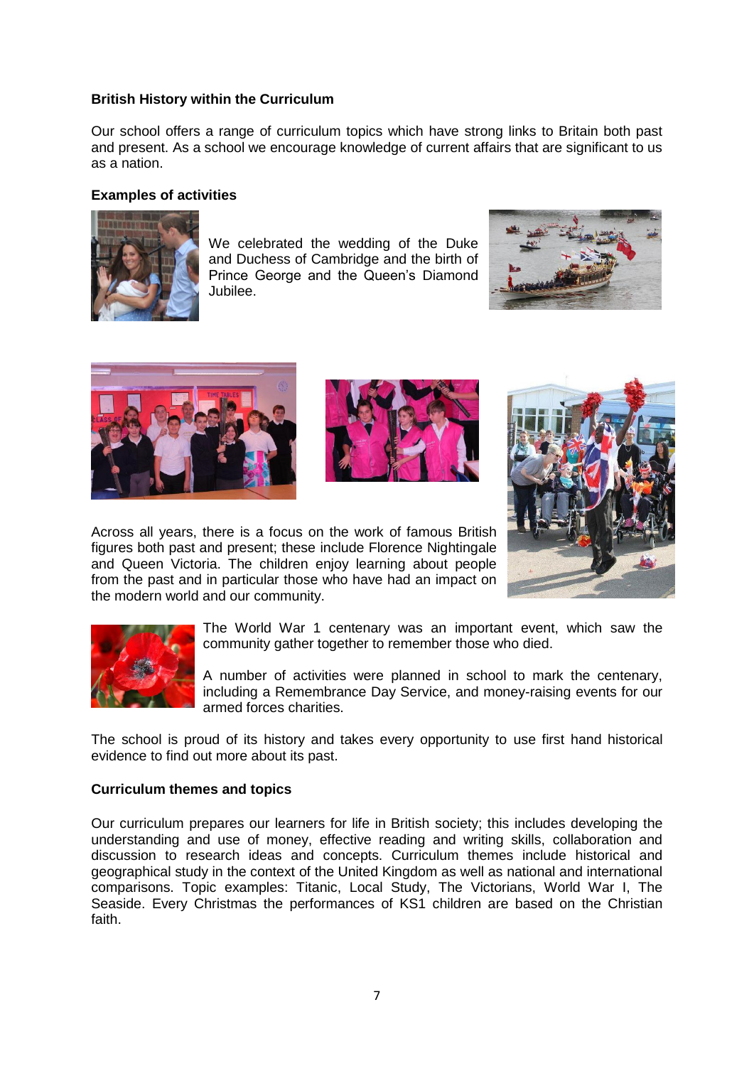**British History within the Curriculum**

Our school offers a range of curriculum topics which have strong links to Britain both past and present. As a school we encourage knowledge of current affairs that are significant to us as a nation.

**Examples of activities**

We celebrated the wedding of the Duke and Duchess of Cambridge and the birth of Prince George and the Queen's Diamond Jubilee.

Across all years, there is a focus on the work of famous British figures both past and present; these include Florence Nightingale and Queen Victoria. The children enjoy learning about people from the past and in particular those who have had an impact on the modern world and our community.

The World War 1 centenary was an important event, which saw the community gather together to remember those who died.

A number of activities were planned in school to mark the centenary, including a Remembrance Day Service, and money-raising events for our armed forces charities.

The school is proud of its history and takes every opportunity to use first hand historical evidence to find out more about its past.

**Curriculum themes and topics**

Our curriculum prepares our learners for life in British society; this includes developing the understanding and use of money, effective reading and writing skills, collaboration and discussion to research ideas and concepts. Curriculum themes include historical and geographical study in the context of the United Kingdom as well as national and international comparisons. Topic examples: Titanic, Local Study, The Victorians, World War I, The Seaside. Every Christmas the performances of KS1 children are based on the Christian faith.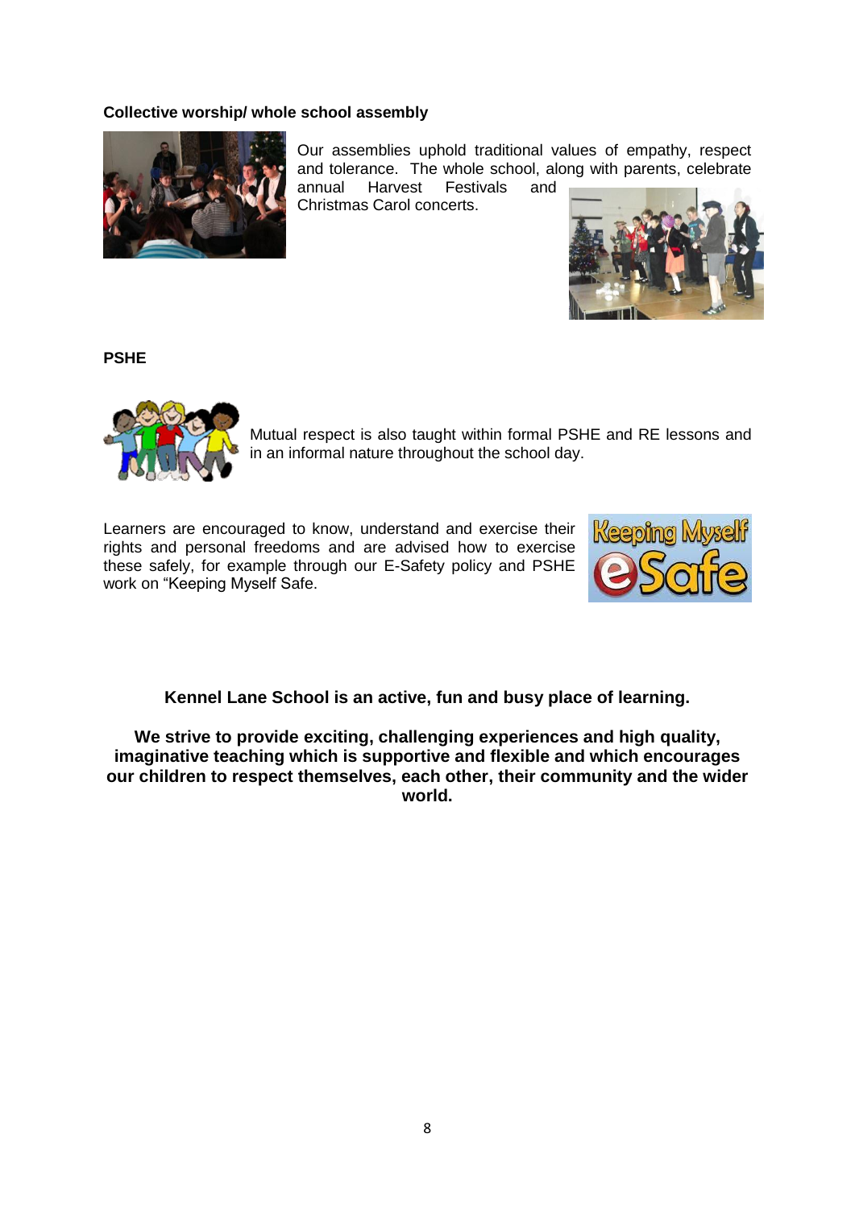**Collective worship/ whole school assembly**

Our assemblies uphold traditional values of empathy, respect and tolerance. The whole school, along with parents, celebrate annual Harvest Festivals and Christmas Carol concerts.

**PSHE**

Mutual respect is also taught within formal PSHE and RE lessons and in an informal nature throughout the school day.

Learners are encouraged to know, understand and exercise their rights and personal freedoms and are advised how to exercise these safely, for example through our E-Safety policy and PSHE work on "Keeping Myself Safe.

**Kennel Lane School is an active, fun and busy place of learning.**

**We strive to provide exciting, challenging experiences and high quality, imaginative teaching which is supportive and flexible and which encourages our children to respect themselves, each other, their community and the wider world.**